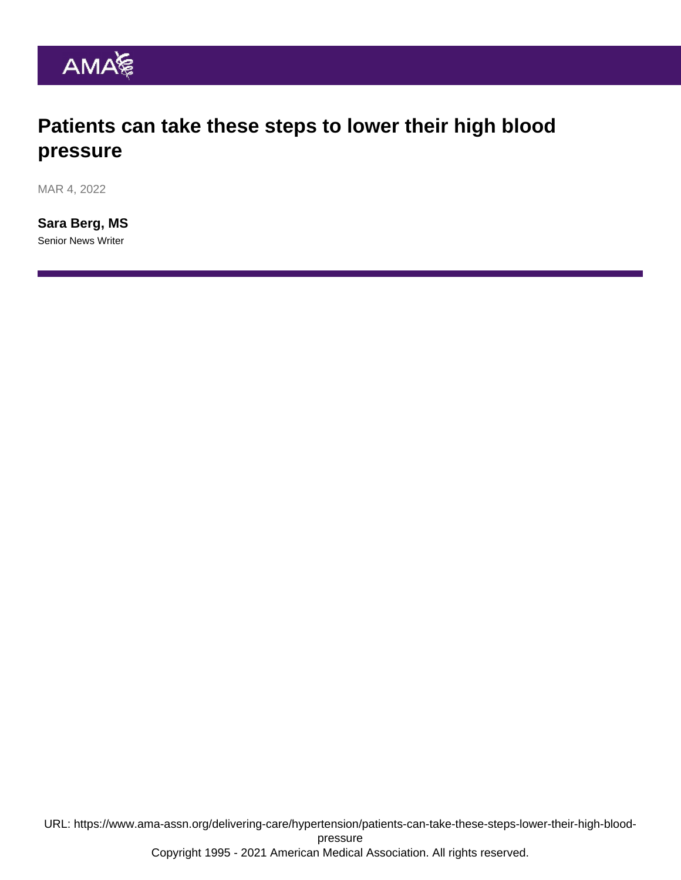# Patients can take these steps to lower their high blood pressure

MAR 4, 2022

**Sara Berg, MS**

Senior News Writer

URL: https://www.ama-assn.org/delivering-care/hypertension/patients-can-take-these-steps-lower-their-high-blood-pressure

Copyright 1995 - 2021 American Medical Association. All rights reserved.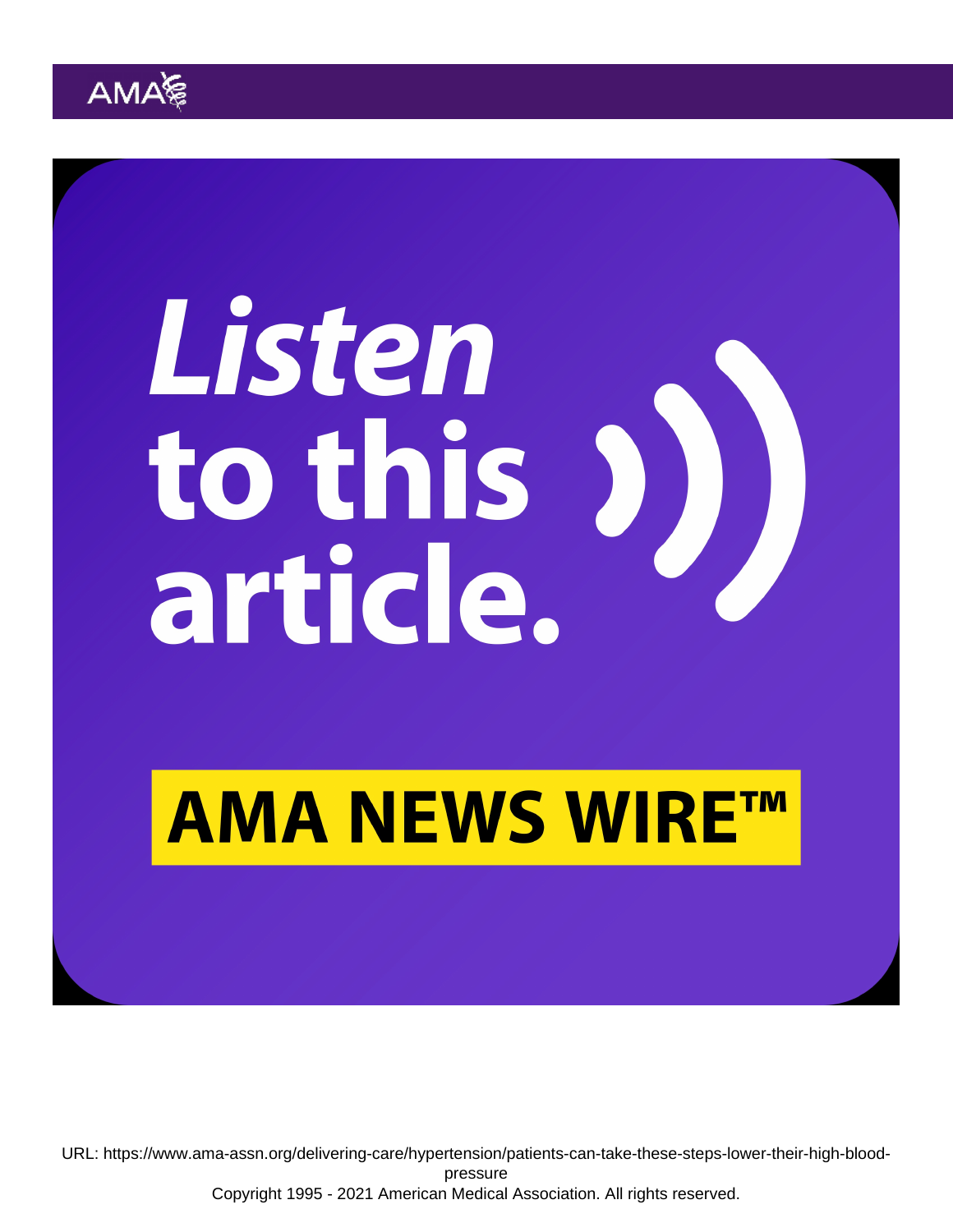Listen to this article.

AMA NEWS WIRE™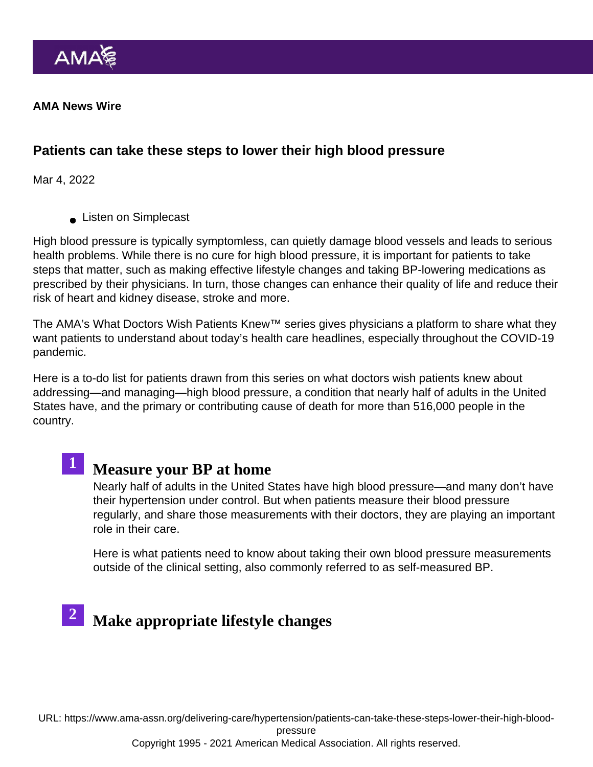AMA News Wire

# Patients can take these steps to lower their high blood pressure

Mar 4, 2022

- Listen on Simplecast

High blood pressure is typically symptomless, can quietly damage blood vessels and leads to serious health problems. While there is no cure for high blood pressure, it is important for patients to take steps that matter, such as making effective lifestyle changes and taking BP-lowering medications as prescribed by their physicians. In turn, those changes can enhance their quality of life and reduce their risk of heart and kidney disease, stroke and more.

The AMA's What Doctors Wish Patients Knew™ series gives physicians a platform to share what they want patients to understand about today's health care headlines, especially throughout the COVID-19 pandemic.

Here is a to-do list for patients drawn from this series on what doctors wish patients knew about addressing—and managing—high blood pressure, a condition that nearly half of adults in the United States have, and the primary or contributing cause of death for more than 516,000 people in the country.

## 1 Measure your BP at home

Nearly half of adults in the United States have high blood pressure—and many don't have their hypertension under control. But when patients measure their blood pressure regularly, and share those measurements with their doctors, they are playing an important role in their care.

Here is what patients need to know about taking their own blood pressure measurements outside of the clinical setting, also commonly referred to as self-measured BP.

## 2 Make appropriate lifestyle changes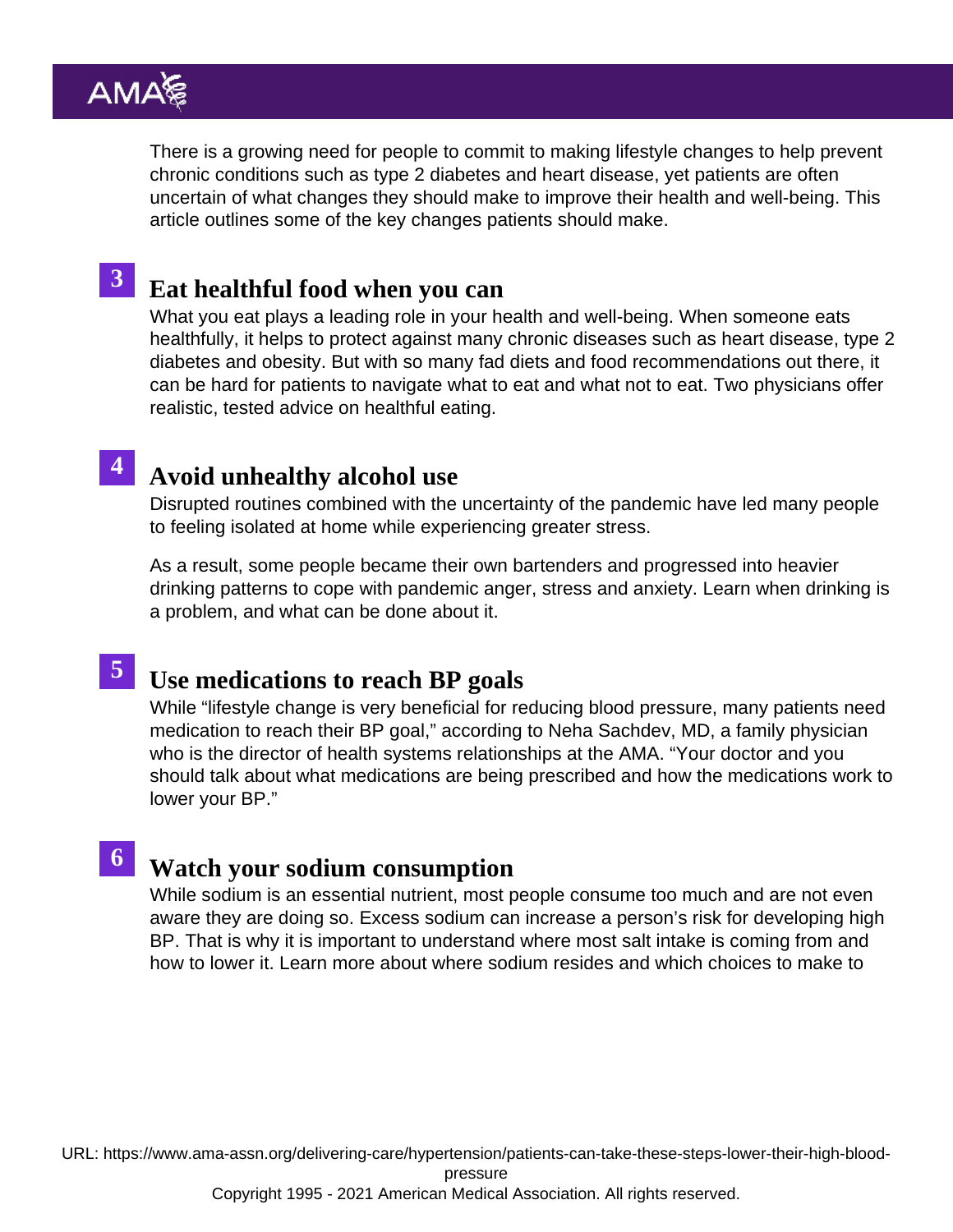There is a growing need for people to commit to making lifestyle changes to help prevent chronic conditions such as type 2 diabetes and heart disease, yet patients are often uncertain of what changes they should make to improve their health and well-being. This article outlines some of the key changes patients should make.

## 3 Eat healthful food when you can

What you eat plays a leading role in your health and well-being. When someone eats healthfully, it helps to protect against many chronic diseases such as heart disease, type 2 diabetes and obesity. But with so many fad diets and food recommendations out there, it can be hard for patients to navigate what to eat and what not to eat. Two physicians offer realistic, tested advice on healthful eating.

## 4 Avoid unhealthy alcohol use

Disrupted routines combined with the uncertainty of the pandemic have led many people to feeling isolated at home while experiencing greater stress.

As a result, some people became their own bartenders and progressed into heavier drinking patterns to cope with pandemic anger, stress and anxiety. Learn when drinking is a problem, and what can be done about it.

## 5 Use medications to reach BP goals

While "lifestyle change is very beneficial for reducing blood pressure, many patients need medication to reach their BP goal," according to Neha Sachdev, MD, a family physician who is the director of health systems relationships at the AMA. "Your doctor and you should talk about what medications are being prescribed and how the medications work to lower your BP."

## 6 Watch your sodium consumption

While sodium is an essential nutrient, most people consume too much and are not even aware they are doing so. Excess sodium can increase a person's risk for developing high BP. That is why it is important to understand where most salt intake is coming from and how to lower it. Learn more about where sodium resides and which choices to make to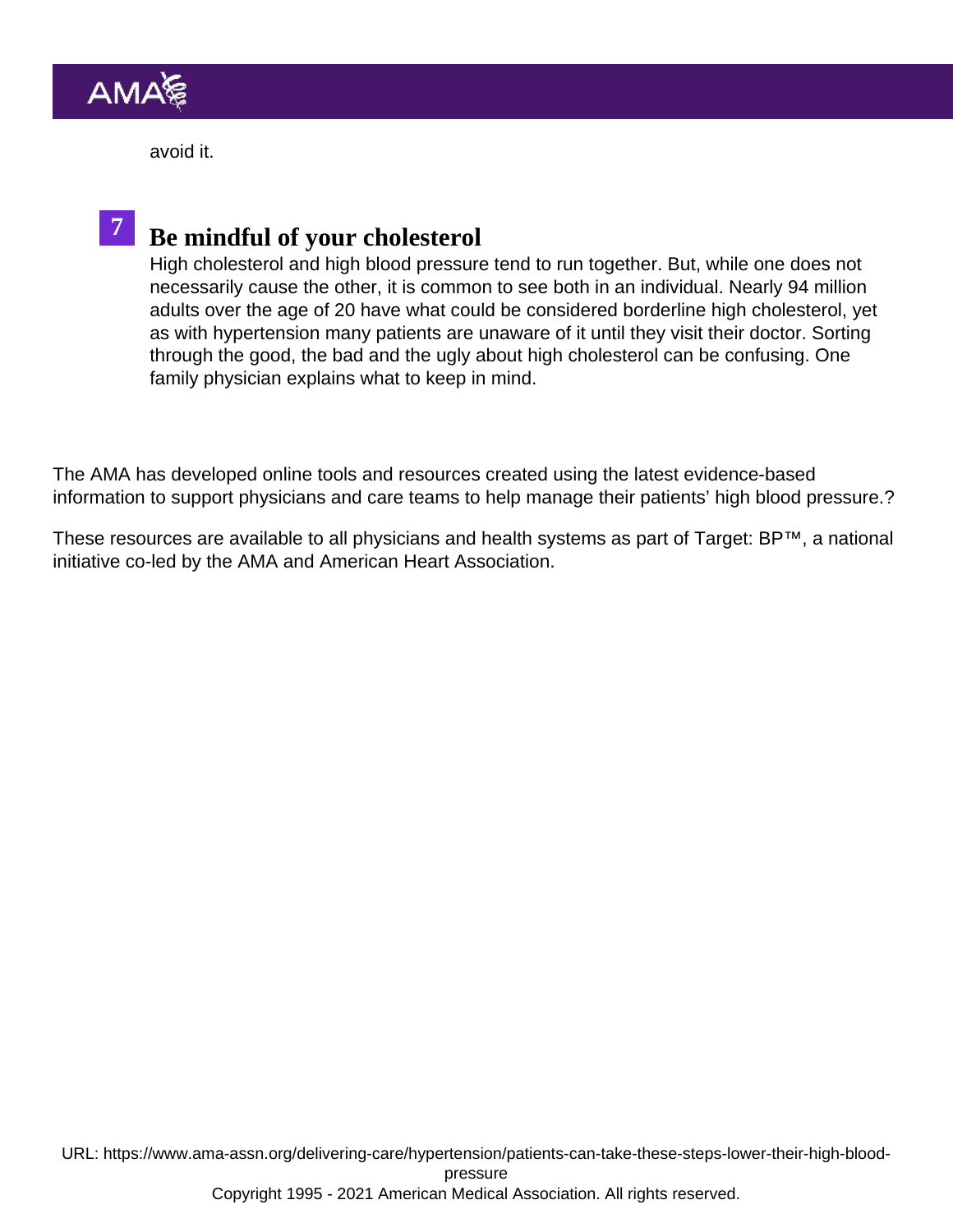avoid it.

### 7 Be mindful of your cholesterol

High cholesterol and high blood pressure tend to run together. But, while one does not necessarily cause the other, it is common to see both in an individual. Nearly 94 million adults over the age of 20 have what could be considered borderline high cholesterol, yet as with hypertension many patients are unaware of it until they visit their doctor. Sorting through the good, the bad and the ugly about high cholesterol can be confusing. One family physician explains what to keep in mind.

The AMA has developed online tools and resources created using the latest evidence-based information to support physicians and care teams to help manage their patients' high blood pressure.?

These resources are available to all physicians and health systems as part of Target: BP™, a national initiative co-led by the AMA and American Heart Association.